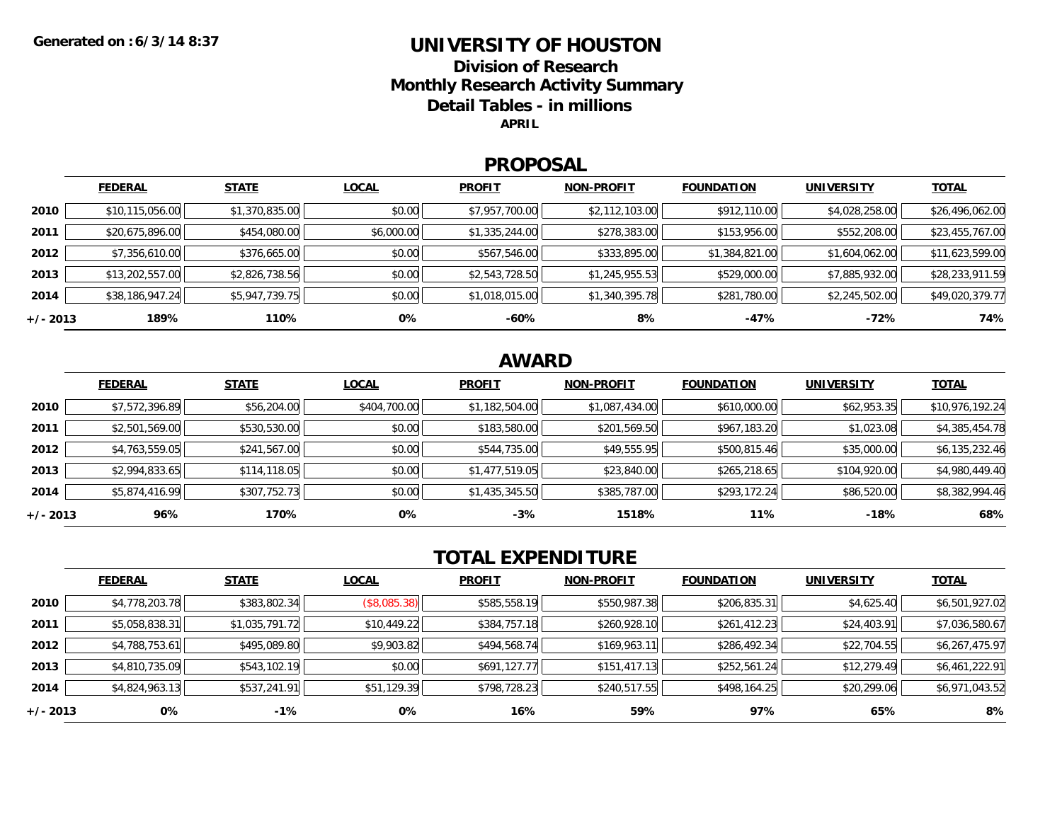Generated on : 6/3/14 8:37

# UNIVERSITY OF HOUSTON

## Division of Research

## Monthly Research Activity Summary

## Detail Tables - in millions

**APRIL**

## PROPOSAL

| | FEDERAL | STATE | LOCAL | PROFIT | NON-PROFIT | FOUNDATION | UNIVERSITY | TOTAL |
|---|---|---|---|---|---|---|---|---|
| **2010** | $10,115,056.00 | $1,370,835.00 | $0.00 | $7,957,700.00 | $2,112,103.00 | $912,110.00 | $4,028,258.00 | $26,496,062.00 |
| **2011** | $20,675,896.00 | $454,080.00 | $6,000.00 | $1,335,244.00 | $278,383.00 | $153,956.00 | $552,208.00 | $23,455,767.00 |
| **2012** | $7,356,610.00 | $376,665.00 | $0.00 | $567,546.00 | $333,895.00 | $1,384,821.00 | $1,604,062.00 | $11,623,599.00 |
| **2013** | $13,202,557.00 | $2,826,738.56 | $0.00 | $2,543,728.50 | $1,245,955.53 | $529,000.00 | $7,885,932.00 | $28,233,911.59 |
| **2014** | $38,186,947.24 | $5,947,739.75 | $0.00 | $1,018,015.00 | $1,340,395.78 | $281,780.00 | $2,245,502.00 | $49,020,379.77 |
| **+/- 2013** | **189%** | **110%** | **0%** | **-60%** | **8%** | **-47%** | **-72%** | **74%** |

## AWARD

| | FEDERAL | STATE | LOCAL | PROFIT | NON-PROFIT | FOUNDATION | UNIVERSITY | TOTAL |
|---|---|---|---|---|---|---|---|---|
| **2010** | $7,572,396.89 | $56,204.00 | $404,700.00 | $1,182,504.00 | $1,087,434.00 | $610,000.00 | $62,953.35 | $10,976,192.24 |
| **2011** | $2,501,569.00 | $530,530.00 | $0.00 | $183,580.00 | $201,569.50 | $967,183.20 | $1,023.08 | $4,385,454.78 |
| **2012** | $4,763,559.05 | $241,567.00 | $0.00 | $544,735.00 | $49,555.95 | $500,815.46 | $35,000.00 | $6,135,232.46 |
| **2013** | $2,994,833.65 | $114,118.05 | $0.00 | $1,477,519.05 | $23,840.00 | $265,218.65 | $104,920.00 | $4,980,449.40 |
| **2014** | $5,874,416.99 | $307,752.73 | $0.00 | $1,435,345.50 | $385,787.00 | $293,172.24 | $86,520.00 | $8,382,994.46 |
| **+/- 2013** | **96%** | **170%** | **0%** | **-3%** | **1518%** | **11%** | **-18%** | **68%** |

## TOTAL EXPENDITURE

| | FEDERAL | STATE | LOCAL | PROFIT | NON-PROFIT | FOUNDATION | UNIVERSITY | TOTAL |
|---|---|---|---|---|---|---|---|---|
| **2010** | $4,778,203.78 | $383,802.34 | ($8,085.38) | $585,558.19 | $550,987.38 | $206,835.31 | $4,625.40 | $6,501,927.02 |
| **2011** | $5,058,838.31 | $1,035,791.72 | $10,449.22 | $384,757.18 | $260,928.10 | $261,412.23 | $24,403.91 | $7,036,580.67 |
| **2012** | $4,788,753.61 | $495,089.80 | $9,903.82 | $494,568.74 | $169,963.11 | $286,492.34 | $22,704.55 | $6,267,475.97 |
| **2013** | $4,810,735.09 | $543,102.19 | $0.00 | $691,127.77 | $151,417.13 | $252,561.24 | $12,279.49 | $6,461,222.91 |
| **2014** | $4,824,963.13 | $537,241.91 | $51,129.39 | $798,728.23 | $240,517.55 | $498,164.25 | $20,299.06 | $6,971,043.52 |
| **+/- 2013** | **0%** | **-1%** | **0%** | **16%** | **59%** | **97%** | **65%** | **8%** |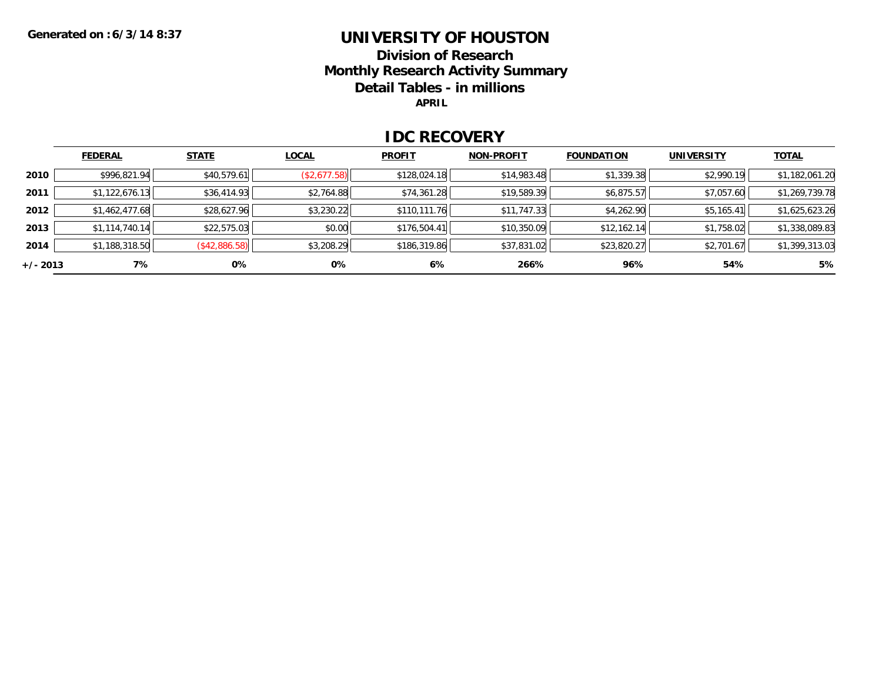Generated on : 6/3/14 8:37

# UNIVERSITY OF HOUSTON

## Division of Research

## Monthly Research Activity Summary

## Detail Tables - in millions

**APRIL**

## IDC RECOVERY

| | FEDERAL | STATE | LOCAL | PROFIT | NON-PROFIT | FOUNDATION | UNIVERSITY | TOTAL |
|---|---|---|---|---|---|---|---|---|
| **2010** | $996,821.94 | $40,579.61 | ($2,677.58) | $128,024.18 | $14,983.48 | $1,339.38 | $2,990.19 | $1,182,061.20 |
| **2011** | $1,122,676.13 | $36,414.93 | $2,764.88 | $74,361.28 | $19,589.39 | $6,875.57 | $7,057.60 | $1,269,739.78 |
| **2012** | $1,462,477.68 | $28,627.96 | $3,230.22 | $110,111.76 | $11,747.33 | $4,262.90 | $5,165.41 | $1,625,623.26 |
| **2013** | $1,114,740.14 | $22,575.03 | $0.00 | $176,504.41 | $10,350.09 | $12,162.14 | $1,758.02 | $1,338,089.83 |
| **2014** | $1,188,318.50 | ($42,886.58) | $3,208.29 | $186,319.86 | $37,831.02 | $23,820.27 | $2,701.67 | $1,399,313.03 |
| **+/- 2013** | **7%** | **0%** | **0%** | **6%** | **266%** | **96%** | **54%** | **5%** |